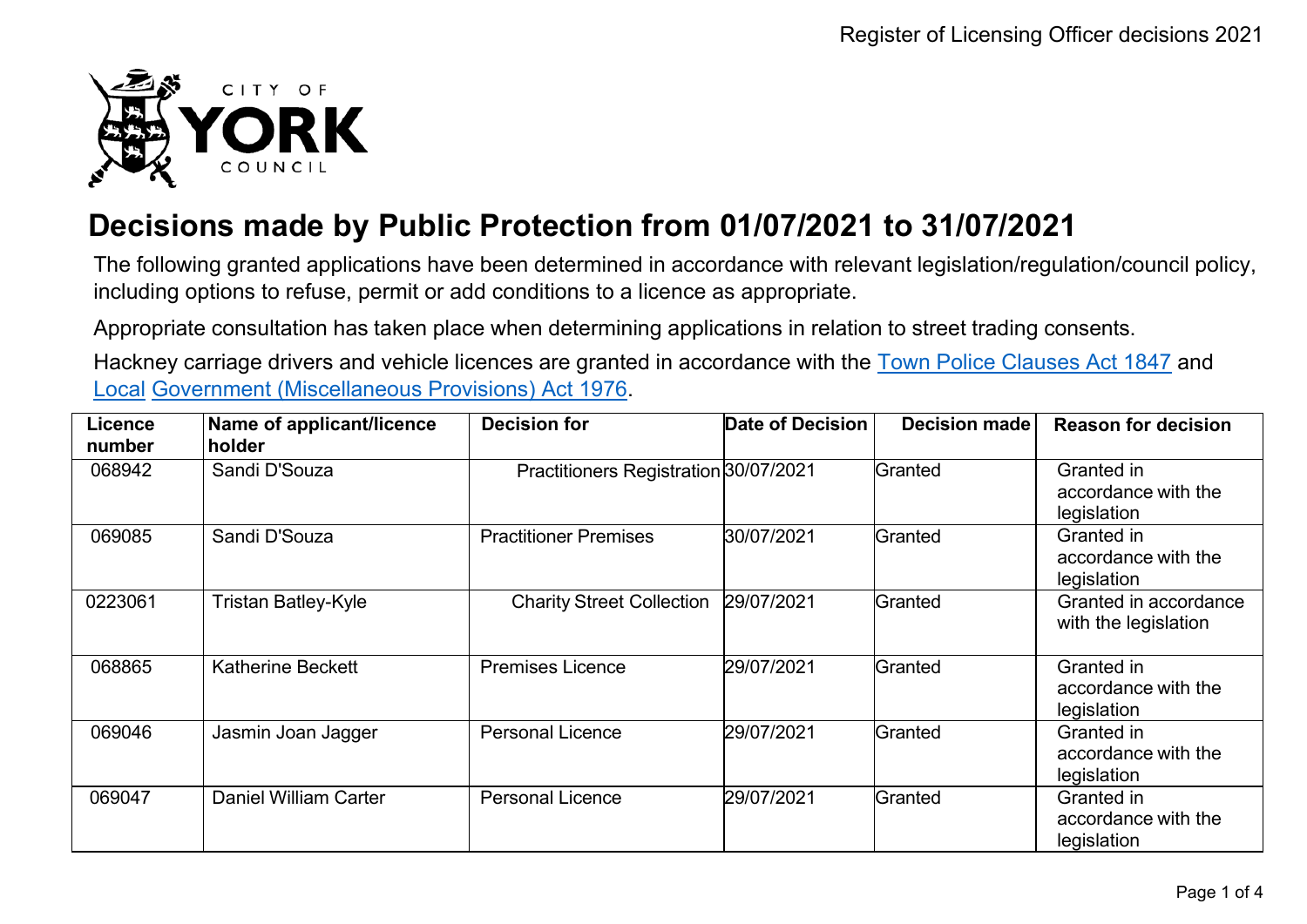# Decisions made by Public Protection from 01/07/2021 to 31/07/2021

The following granted applications have been determined in accordance with relevant legislation/regulation/council policy, including options to refuse, permit or add conditions to a licence as appropriate.

Appropriate consultation has taken place when determining applications in relation to street trading consents.

Hackney carriage drivers and vehicle licences are granted in accordance with the Town Police Clauses Act 1847 and Local Government (Miscellaneous Provisions) Act 1976.

| Licence number | Name of applicant/licence holder | Decision for | Date of Decision | Decision made | Reason for decision |
|---|---|---|---|---|---|
| 068942 | Sandi D'Souza | Practitioners Registration | 30/07/2021 | Granted | Granted in accordance with the legislation |
| 069085 | Sandi D'Souza | Practitioner Premises | 30/07/2021 | Granted | Granted in accordance with the legislation |
| 0223061 | Tristan Batley-Kyle | Charity Street Collection | 29/07/2021 | Granted | Granted in accordance with the legislation |
| 068865 | Katherine Beckett | Premises Licence | 29/07/2021 | Granted | Granted in accordance with the legislation |
| 069046 | Jasmin Joan Jagger | Personal Licence | 29/07/2021 | Granted | Granted in accordance with the legislation |
| 069047 | Daniel William Carter | Personal Licence | 29/07/2021 | Granted | Granted in accordance with the legislation |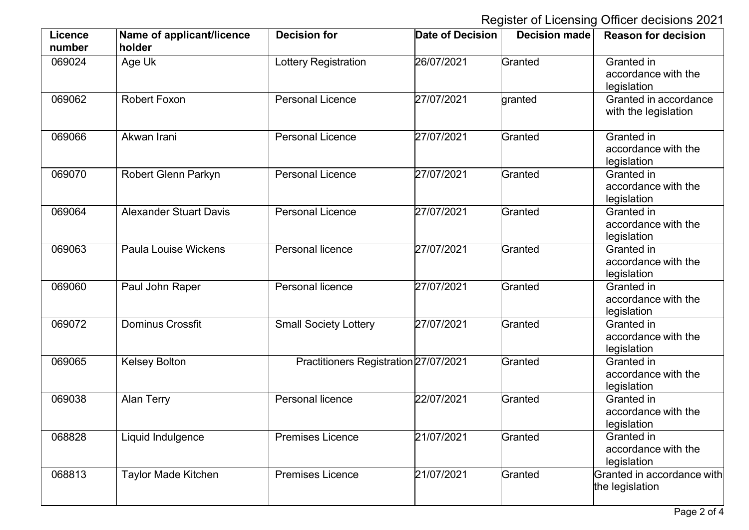Register of Licensing Officer decisions 2021

| Licence number | Name of applicant/licence holder | Decision for | Date of Decision | Decision made | Reason for decision |
|---|---|---|---|---|---|
| 069024 | Age Uk | Lottery Registration | 26/07/2021 | Granted | Granted in accordance with the legislation |
| 069062 | Robert Foxon | Personal Licence | 27/07/2021 | granted | Granted in accordance with the legislation |
| 069066 | Akwan Irani | Personal Licence | 27/07/2021 | Granted | Granted in accordance with the legislation |
| 069070 | Robert Glenn Parkyn | Personal Licence | 27/07/2021 | Granted | Granted in accordance with the legislation |
| 069064 | Alexander Stuart Davis | Personal Licence | 27/07/2021 | Granted | Granted in accordance with the legislation |
| 069063 | Paula Louise Wickens | Personal licence | 27/07/2021 | Granted | Granted in accordance with the legislation |
| 069060 | Paul John Raper | Personal licence | 27/07/2021 | Granted | Granted in accordance with the legislation |
| 069072 | Dominus Crossfit | Small Society Lottery | 27/07/2021 | Granted | Granted in accordance with the legislation |
| 069065 | Kelsey Bolton | Practitioners Registration | 27/07/2021 | Granted | Granted in accordance with the legislation |
| 069038 | Alan Terry | Personal licence | 22/07/2021 | Granted | Granted in accordance with the legislation |
| 068828 | Liquid Indulgence | Premises Licence | 21/07/2021 | Granted | Granted in accordance with the legislation |
| 068813 | Taylor Made Kitchen | Premises Licence | 21/07/2021 | Granted | Granted in accordance with the legislation |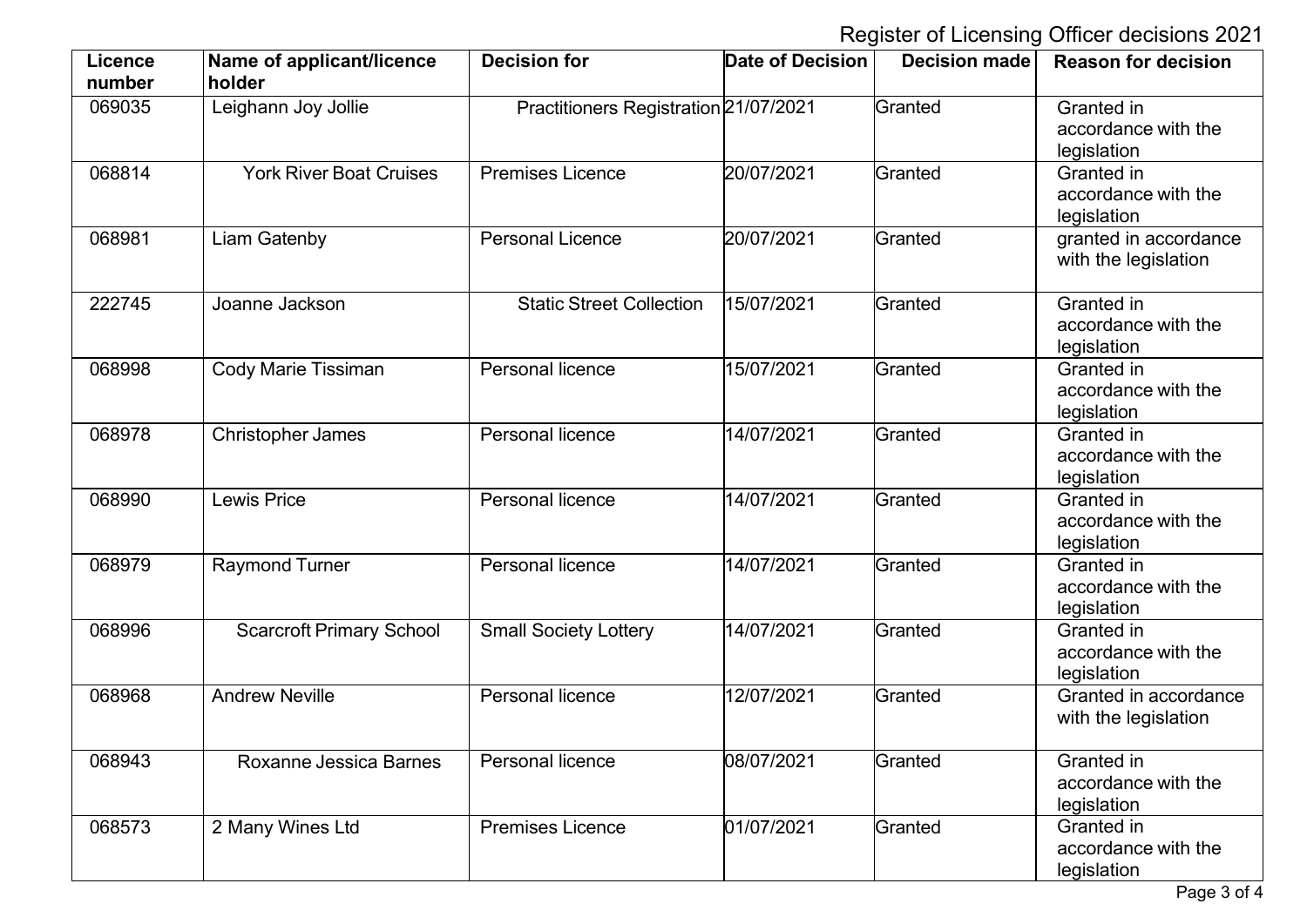Register of Licensing Officer decisions 2021

| Licence number | Name of applicant/licence holder | Decision for | Date of Decision | Decision made | Reason for decision |
|---|---|---|---|---|---|
| 069035 | Leighann Joy Jollie | Practitioners Registration | 21/07/2021 | Granted | Granted in accordance with the legislation |
| 068814 | York River Boat Cruises | Premises Licence | 20/07/2021 | Granted | Granted in accordance with the legislation |
| 068981 | Liam Gatenby | Personal Licence | 20/07/2021 | Granted | granted in accordance with the legislation |
| 222745 | Joanne Jackson | Static Street Collection | 15/07/2021 | Granted | Granted in accordance with the legislation |
| 068998 | Cody Marie Tissiman | Personal licence | 15/07/2021 | Granted | Granted in accordance with the legislation |
| 068978 | Christopher James | Personal licence | 14/07/2021 | Granted | Granted in accordance with the legislation |
| 068990 | Lewis Price | Personal licence | 14/07/2021 | Granted | Granted in accordance with the legislation |
| 068979 | Raymond Turner | Personal licence | 14/07/2021 | Granted | Granted in accordance with the legislation |
| 068996 | Scarcroft Primary School | Small Society Lottery | 14/07/2021 | Granted | Granted in accordance with the legislation |
| 068968 | Andrew Neville | Personal licence | 12/07/2021 | Granted | Granted in accordance with the legislation |
| 068943 | Roxanne Jessica Barnes | Personal licence | 08/07/2021 | Granted | Granted in accordance with the legislation |
| 068573 | 2 Many Wines Ltd | Premises Licence | 01/07/2021 | Granted | Granted in accordance with the legislation |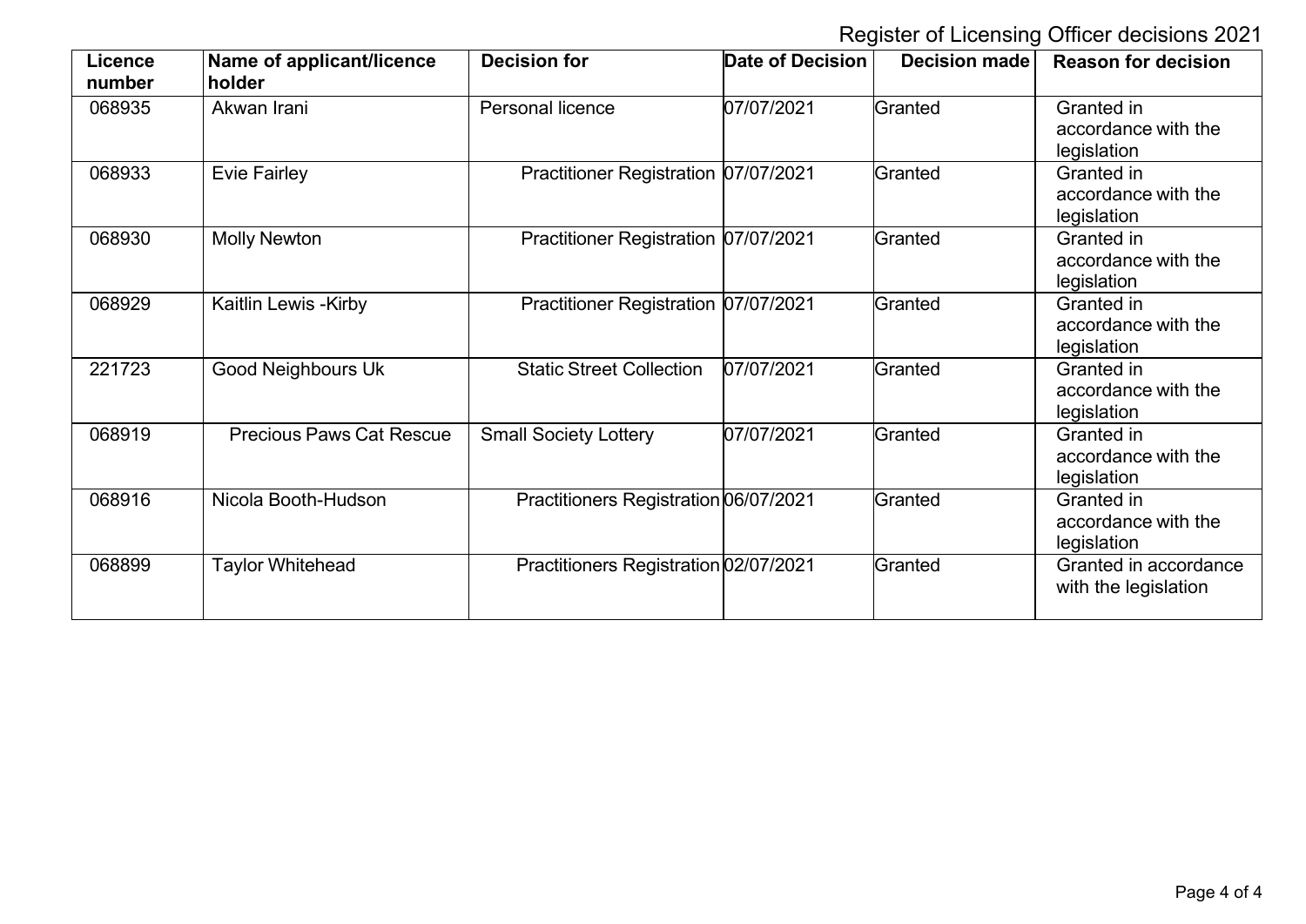Register of Licensing Officer decisions 2021

| Licence number | Name of applicant/licence holder | Decision for | Date of Decision | Decision made | Reason for decision |
|---|---|---|---|---|---|
| 068935 | Akwan Irani | Personal licence | 07/07/2021 | Granted | Granted in accordance with the legislation |
| 068933 | Evie Fairley | Practitioner Registration | 07/07/2021 | Granted | Granted in accordance with the legislation |
| 068930 | Molly Newton | Practitioner Registration | 07/07/2021 | Granted | Granted in accordance with the legislation |
| 068929 | Kaitlin Lewis -Kirby | Practitioner Registration | 07/07/2021 | Granted | Granted in accordance with the legislation |
| 221723 | Good Neighbours Uk | Static Street Collection | 07/07/2021 | Granted | Granted in accordance with the legislation |
| 068919 | Precious Paws Cat Rescue | Small Society Lottery | 07/07/2021 | Granted | Granted in accordance with the legislation |
| 068916 | Nicola Booth-Hudson | Practitioners Registration | 06/07/2021 | Granted | Granted in accordance with the legislation |
| 068899 | Taylor Whitehead | Practitioners Registration | 02/07/2021 | Granted | Granted in accordance with the legislation |